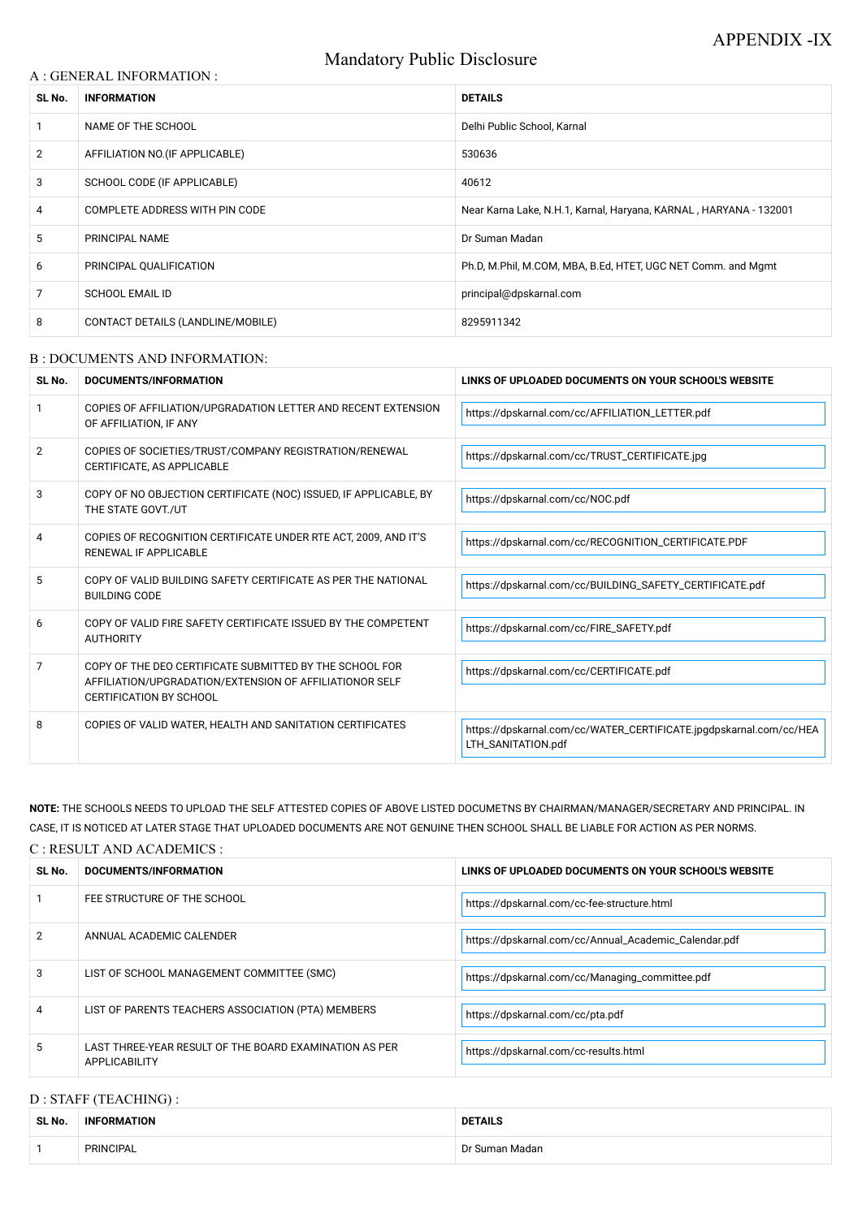APPENDIX -IX

# Mandatory Public Disclosure

## A : GENERAL INFORMATION :

| SL No. | INFORMATION | DETAILS |
|---|---|---|
| 1 | NAME OF THE SCHOOL | Delhi Public School, Karnal |
| 2 | AFFILIATION NO.(IF APPLICABLE) | 530636 |
| 3 | SCHOOL CODE (IF APPLICABLE) | 40612 |
| 4 | COMPLETE ADDRESS WITH PIN CODE | Near Karna Lake, N.H.1, Karnal, Haryana, KARNAL , HARYANA - 132001 |
| 5 | PRINCIPAL NAME | Dr Suman Madan |
| 6 | PRINCIPAL QUALIFICATION | Ph.D, M.Phil, M.COM, MBA, B.Ed, HTET, UGC NET Comm. and Mgmt |
| 7 | SCHOOL EMAIL ID | principal@dpskarnal.com |
| 8 | CONTACT DETAILS (LANDLINE/MOBILE) | 8295911342 |

## B : DOCUMENTS AND INFORMATION:

| SL No. | DOCUMENTS/INFORMATION | LINKS OF UPLOADED DOCUMENTS ON YOUR SCHOOL'S WEBSITE |
|---|---|---|
| 1 | COPIES OF AFFILIATION/UPGRADATION LETTER AND RECENT EXTENSION OF AFFILIATION, IF ANY | https://dpskarnal.com/cc/AFFILIATION_LETTER.pdf |
| 2 | COPIES OF SOCIETIES/TRUST/COMPANY REGISTRATION/RENEWAL CERTIFICATE, AS APPLICABLE | https://dpskarnal.com/cc/TRUST_CERTIFICATE.jpg |
| 3 | COPY OF NO OBJECTION CERTIFICATE (NOC) ISSUED, IF APPLICABLE, BY THE STATE GOVT./UT | https://dpskarnal.com/cc/NOC.pdf |
| 4 | COPIES OF RECOGNITION CERTIFICATE UNDER RTE ACT, 2009, AND IT'S RENEWAL IF APPLICABLE | https://dpskarnal.com/cc/RECOGNITION_CERTIFICATE.PDF |
| 5 | COPY OF VALID BUILDING SAFETY CERTIFICATE AS PER THE NATIONAL BUILDING CODE | https://dpskarnal.com/cc/BUILDING_SAFETY_CERTIFICATE.pdf |
| 6 | COPY OF VALID FIRE SAFETY CERTIFICATE ISSUED BY THE COMPETENT AUTHORITY | https://dpskarnal.com/cc/FIRE_SAFETY.pdf |
| 7 | COPY OF THE DEO CERTIFICATE SUBMITTED BY THE SCHOOL FOR AFFILIATION/UPGRADATION/EXTENSION OF AFFILIATIONOR SELF CERTIFICATION BY SCHOOL | https://dpskarnal.com/cc/CERTIFICATE.pdf |
| 8 | COPIES OF VALID WATER, HEALTH AND SANITATION CERTIFICATES | https://dpskarnal.com/cc/WATER_CERTIFICATE.jpgdpskarnal.com/cc/HEALTH_SANITATION.pdf |

**NOTE:** THE SCHOOLS NEEDS TO UPLOAD THE SELF ATTESTED COPIES OF ABOVE LISTED DOCUMETNS BY CHAIRMAN/MANAGER/SECRETARY AND PRINCIPAL. IN CASE, IT IS NOTICED AT LATER STAGE THAT UPLOADED DOCUMENTS ARE NOT GENUINE THEN SCHOOL SHALL BE LIABLE FOR ACTION AS PER NORMS.

## C : RESULT AND ACADEMICS :

| SL No. | DOCUMENTS/INFORMATION | LINKS OF UPLOADED DOCUMENTS ON YOUR SCHOOL'S WEBSITE |
|---|---|---|
| 1 | FEE STRUCTURE OF THE SCHOOL | https://dpskarnal.com/cc-fee-structure.html |
| 2 | ANNUAL ACADEMIC CALENDER | https://dpskarnal.com/cc/Annual_Academic_Calendar.pdf |
| 3 | LIST OF SCHOOL MANAGEMENT COMMITTEE (SMC) | https://dpskarnal.com/cc/Managing_committee.pdf |
| 4 | LIST OF PARENTS TEACHERS ASSOCIATION (PTA) MEMBERS | https://dpskarnal.com/cc/pta.pdf |
| 5 | LAST THREE-YEAR RESULT OF THE BOARD EXAMINATION AS PER APPLICABILITY | https://dpskarnal.com/cc-results.html |

## D : STAFF (TEACHING) :

| SL No. | INFORMATION | DETAILS |
|---|---|---|
| 1 | PRINCIPAL | Dr Suman Madan |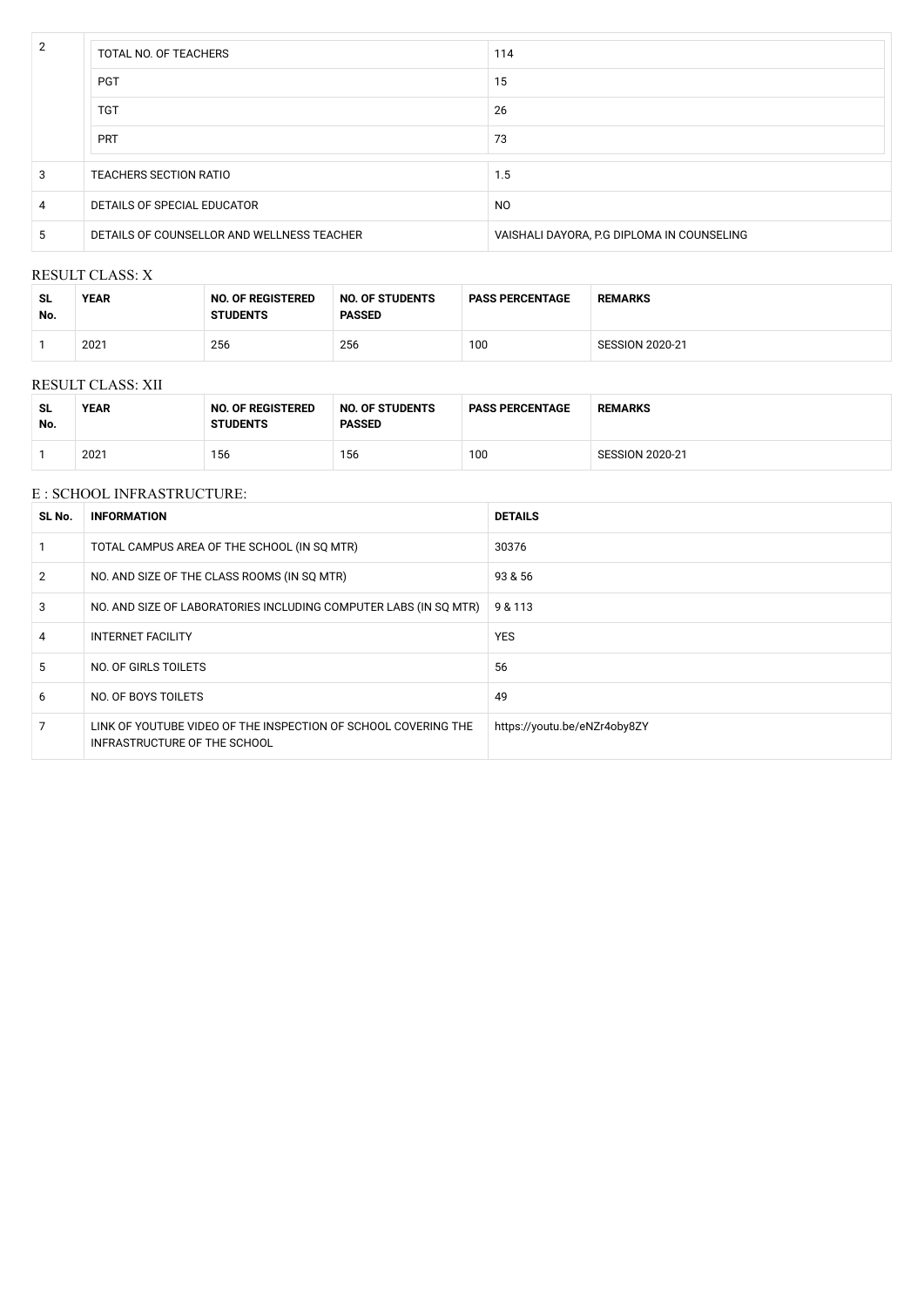| | | |
|---|---|---|
| 2 | TOTAL NO. OF TEACHERS | 114 |
| | PGT | 15 |
| | TGT | 26 |
| | PRT | 73 |
| 3 | TEACHERS SECTION RATIO | 1.5 |
| 4 | DETAILS OF SPECIAL EDUCATOR | NO |
| 5 | DETAILS OF COUNSELLOR AND WELLNESS TEACHER | VAISHALI DAYORA, P.G DIPLOMA IN COUNSELING |

## RESULT CLASS: X

| SL No. | YEAR | NO. OF REGISTERED STUDENTS | NO. OF STUDENTS PASSED | PASS PERCENTAGE | REMARKS |
|---|---|---|---|---|---|
| 1 | 2021 | 256 | 256 | 100 | SESSION 2020-21 |

## RESULT CLASS: XII

| SL No. | YEAR | NO. OF REGISTERED STUDENTS | NO. OF STUDENTS PASSED | PASS PERCENTAGE | REMARKS |
|---|---|---|---|---|---|
| 1 | 2021 | 156 | 156 | 100 | SESSION 2020-21 |

## E : SCHOOL INFRASTRUCTURE:

| SL No. | INFORMATION | DETAILS |
|---|---|---|
| 1 | TOTAL CAMPUS AREA OF THE SCHOOL (IN SQ MTR) | 30376 |
| 2 | NO. AND SIZE OF THE CLASS ROOMS (IN SQ MTR) | 93 & 56 |
| 3 | NO. AND SIZE OF LABORATORIES INCLUDING COMPUTER LABS (IN SQ MTR) | 9 & 113 |
| 4 | INTERNET FACILITY | YES |
| 5 | NO. OF GIRLS TOILETS | 56 |
| 6 | NO. OF BOYS TOILETS | 49 |
| 7 | LINK OF YOUTUBE VIDEO OF THE INSPECTION OF SCHOOL COVERING THE INFRASTRUCTURE OF THE SCHOOL | https://youtu.be/eNZr4oby8ZY |